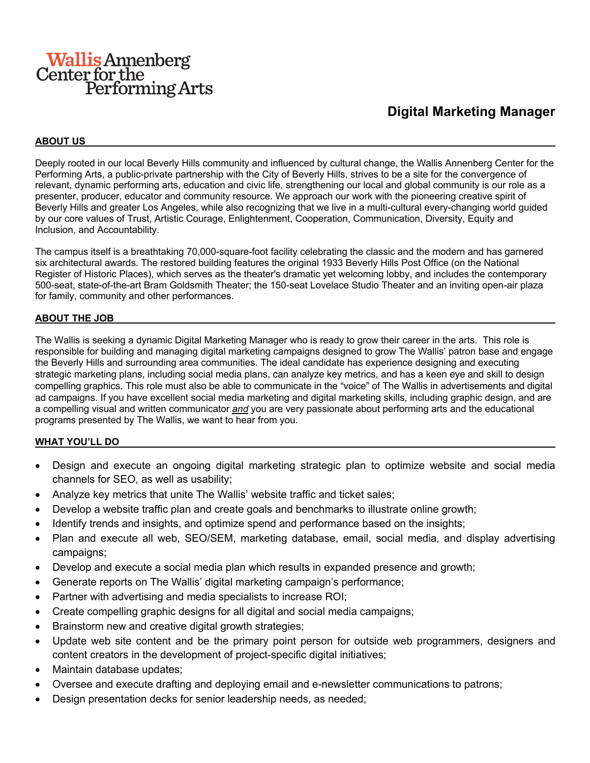Wallis Annenberg Center for the Performing Arts

# Digital Marketing Manager

## ABOUT US

Deeply rooted in our local Beverly Hills community and influenced by cultural change, the Wallis Annenberg Center for the Performing Arts, a public-private partnership with the City of Beverly Hills, strives to be a site for the convergence of relevant, dynamic performing arts, education and civic life, strengthening our local and global community is our role as a presenter, producer, educator and community resource. We approach our work with the pioneering creative spirit of Beverly Hills and greater Los Angeles, while also recognizing that we live in a multi-cultural every-changing world guided by our core values of Trust, Artistic Courage, Enlightenment, Cooperation, Communication, Diversity, Equity and Inclusion, and Accountability.

The campus itself is a breathtaking 70,000-square-foot facility celebrating the classic and the modern and has garnered six architectural awards. The restored building features the original 1933 Beverly Hills Post Office (on the National Register of Historic Places), which serves as the theater's dramatic yet welcoming lobby, and includes the contemporary 500-seat, state-of-the-art Bram Goldsmith Theater; the 150-seat Lovelace Studio Theater and an inviting open-air plaza for family, community and other performances.

## ABOUT THE JOB

The Wallis is seeking a dynamic Digital Marketing Manager who is ready to grow their career in the arts. This role is responsible for building and managing digital marketing campaigns designed to grow The Wallis' patron base and engage the Beverly Hills and surrounding area communities. The ideal candidate has experience designing and executing strategic marketing plans, including social media plans, can analyze key metrics, and has a keen eye and skill to design compelling graphics. This role must also be able to communicate in the "voice" of The Wallis in advertisements and digital ad campaigns. If you have excellent social media marketing and digital marketing skills, including graphic design, and are a compelling visual and written communicator ***and*** you are very passionate about performing arts and the educational programs presented by The Wallis, we want to hear from you.

## WHAT YOU'LL DO

- Design and execute an ongoing digital marketing strategic plan to optimize website and social media channels for SEO, as well as usability;
- Analyze key metrics that unite The Wallis' website traffic and ticket sales;
- Develop a website traffic plan and create goals and benchmarks to illustrate online growth;
- Identify trends and insights, and optimize spend and performance based on the insights;
- Plan and execute all web, SEO/SEM, marketing database, email, social media, and display advertising campaigns;
- Develop and execute a social media plan which results in expanded presence and growth;
- Generate reports on The Wallis' digital marketing campaign's performance;
- Partner with advertising and media specialists to increase ROI;
- Create compelling graphic designs for all digital and social media campaigns;
- Brainstorm new and creative digital growth strategies;
- Update web site content and be the primary point person for outside web programmers, designers and content creators in the development of project-specific digital initiatives;
- Maintain database updates;
- Oversee and execute drafting and deploying email and e-newsletter communications to patrons;
- Design presentation decks for senior leadership needs, as needed;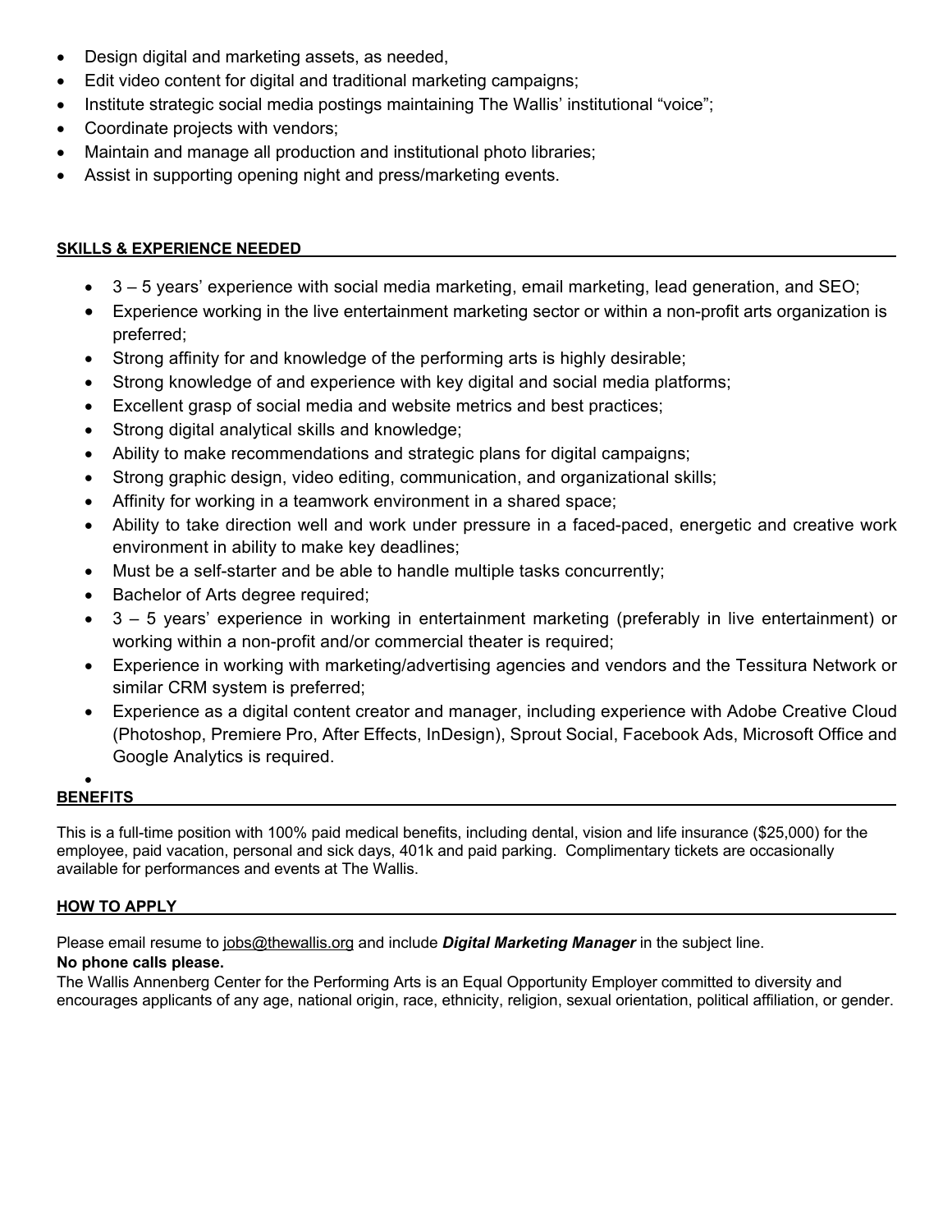- Design digital and marketing assets, as needed,
- Edit video content for digital and traditional marketing campaigns;
- Institute strategic social media postings maintaining The Wallis' institutional "voice";
- Coordinate projects with vendors;
- Maintain and manage all production and institutional photo libraries;
- Assist in supporting opening night and press/marketing events.

**SKILLS & EXPERIENCE NEEDED**

- 3 – 5 years' experience with social media marketing, email marketing, lead generation, and SEO;
- Experience working in the live entertainment marketing sector or within a non-profit arts organization is preferred;
- Strong affinity for and knowledge of the performing arts is highly desirable;
- Strong knowledge of and experience with key digital and social media platforms;
- Excellent grasp of social media and website metrics and best practices;
- Strong digital analytical skills and knowledge;
- Ability to make recommendations and strategic plans for digital campaigns;
- Strong graphic design, video editing, communication, and organizational skills;
- Affinity for working in a teamwork environment in a shared space;
- Ability to take direction well and work under pressure in a faced-paced, energetic and creative work environment in ability to make key deadlines;
- Must be a self-starter and be able to handle multiple tasks concurrently;
- Bachelor of Arts degree required;
- 3 – 5 years' experience in working in entertainment marketing (preferably in live entertainment) or working within a non-profit and/or commercial theater is required;
- Experience in working with marketing/advertising agencies and vendors and the Tessitura Network or similar CRM system is preferred;
- Experience as a digital content creator and manager, including experience with Adobe Creative Cloud (Photoshop, Premiere Pro, After Effects, InDesign), Sprout Social, Facebook Ads, Microsoft Office and Google Analytics is required.

**BENEFITS**

This is a full-time position with 100% paid medical benefits, including dental, vision and life insurance ($25,000) for the employee, paid vacation, personal and sick days, 401k and paid parking. Complimentary tickets are occasionally available for performances and events at The Wallis.

**HOW TO APPLY**

Please email resume to jobs@thewallis.org and include ***Digital Marketing Manager*** in the subject line.
**No phone calls please.**
The Wallis Annenberg Center for the Performing Arts is an Equal Opportunity Employer committed to diversity and encourages applicants of any age, national origin, race, ethnicity, religion, sexual orientation, political affiliation, or gender.